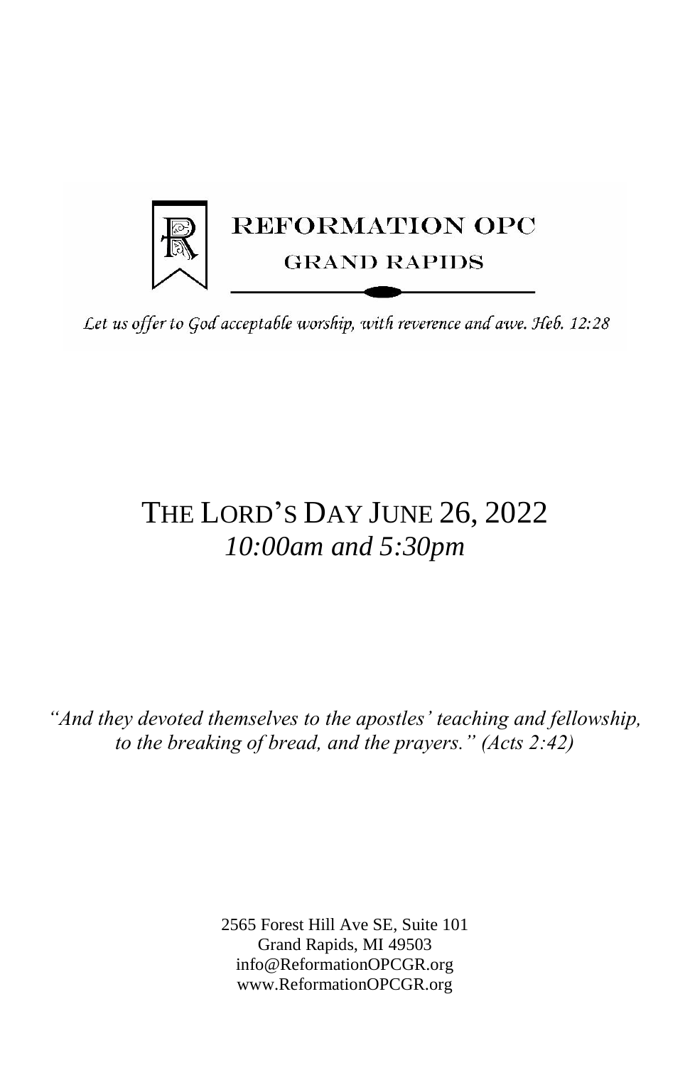# REFORMATION OPC

## GRAND RAPIDS

*Let us offer to God acceptable worship, with reverence and awe. Heb. 12:28*

# THE LORD'S DAY JUNE 26, 2022

*10:00am and 5:30pm*

*"And they devoted themselves to the apostles' teaching and fellowship, to the breaking of bread, and the prayers." (Acts 2:42)*

2565 Forest Hill Ave SE, Suite 101
Grand Rapids, MI 49503
info@ReformationOPCGR.org
www.ReformationOPCGR.org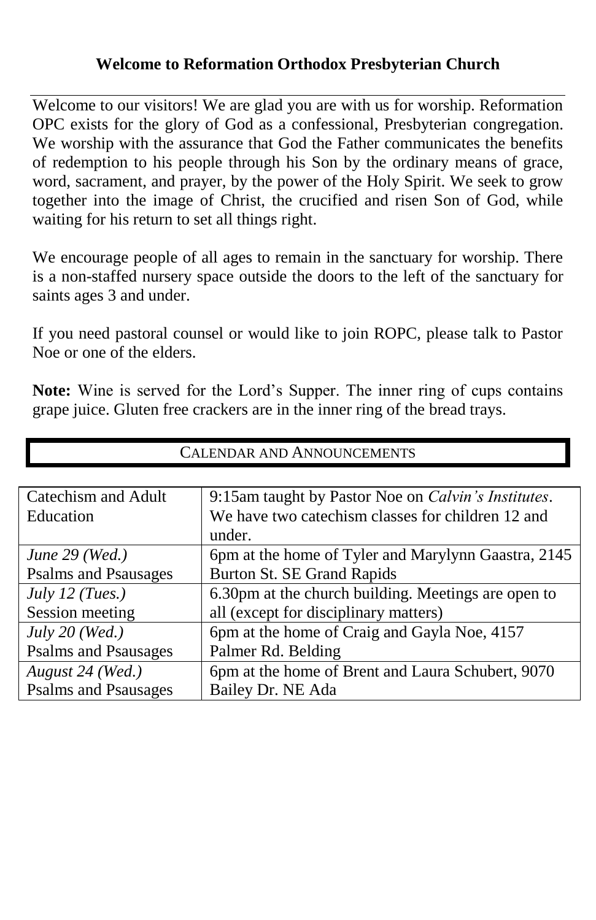### Welcome to Reformation Orthodox Presbyterian Church

Welcome to our visitors! We are glad you are with us for worship. Reformation OPC exists for the glory of God as a confessional, Presbyterian congregation. We worship with the assurance that God the Father communicates the benefits of redemption to his people through his Son by the ordinary means of grace, word, sacrament, and prayer, by the power of the Holy Spirit. We seek to grow together into the image of Christ, the crucified and risen Son of God, while waiting for his return to set all things right.

We encourage people of all ages to remain in the sanctuary for worship. There is a non-staffed nursery space outside the doors to the left of the sanctuary for saints ages 3 and under.

If you need pastoral counsel or would like to join ROPC, please talk to Pastor Noe or one of the elders.

**Note:** Wine is served for the Lord's Supper. The inner ring of cups contains grape juice. Gluten free crackers are in the inner ring of the bread trays.

## Calendar and Announcements

| | |
|---|---|
| Catechism and Adult Education | 9:15am taught by Pastor Noe on *Calvin's Institutes*. We have two catechism classes for children 12 and under. |
| *June 29 (Wed.)* Psalms and Psausages | 6pm at the home of Tyler and Marylynn Gaastra, 2145 Burton St. SE Grand Rapids |
| *July 12 (Tues.)* Session meeting | 6.30pm at the church building. Meetings are open to all (except for disciplinary matters) |
| *July 20 (Wed.)* Psalms and Psausages | 6pm at the home of Craig and Gayla Noe, 4157 Palmer Rd. Belding |
| *August 24 (Wed.)* Psalms and Psausages | 6pm at the home of Brent and Laura Schubert, 9070 Bailey Dr. NE Ada |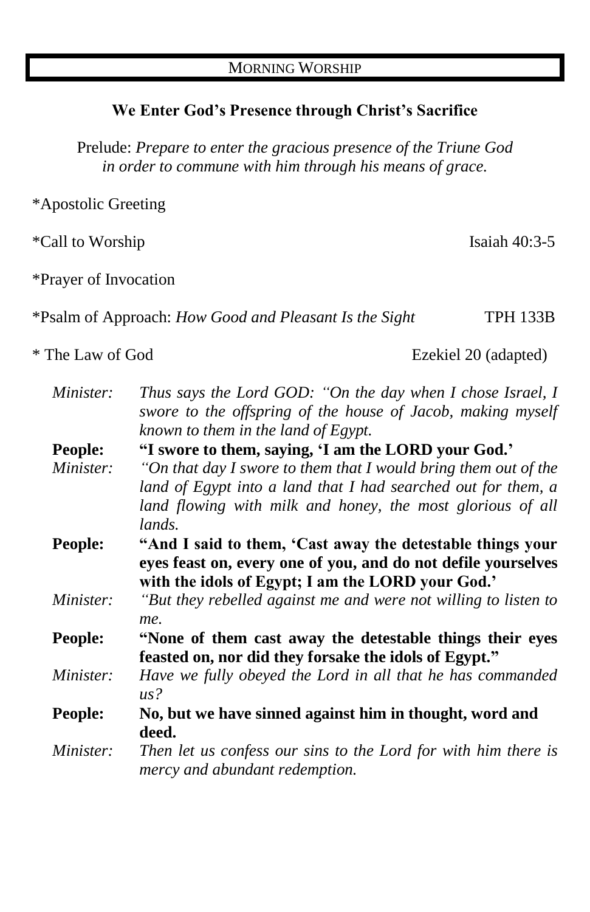## MORNING WORSHIP

### We Enter God's Presence through Christ's Sacrifice

Prelude: *Prepare to enter the gracious presence of the Triune God in order to commune with him through his means of grace.*

*Apostolic Greeting

*Call to Worship — Isaiah 40:3-5

*Prayer of Invocation

*Psalm of Approach: *How Good and Pleasant Is the Sight* — TPH 133B

* The Law of God — Ezekiel 20 (adapted)

*Minister:* *Thus says the Lord GOD: "On the day when I chose Israel, I swore to the offspring of the house of Jacob, making myself known to them in the land of Egypt.*

**People: "I swore to them, saying, 'I am the LORD your God.'**

*Minister:* *"On that day I swore to them that I would bring them out of the land of Egypt into a land that I had searched out for them, a land flowing with milk and honey, the most glorious of all lands.*

**People: "And I said to them, 'Cast away the detestable things your eyes feast on, every one of you, and do not defile yourselves with the idols of Egypt; I am the LORD your God.'**

*Minister:* *"But they rebelled against me and were not willing to listen to me.*

**People: "None of them cast away the detestable things their eyes feasted on, nor did they forsake the idols of Egypt."**

*Minister:* *Have we fully obeyed the Lord in all that he has commanded us?*

**People: No, but we have sinned against him in thought, word and deed.**

*Minister:* *Then let us confess our sins to the Lord for with him there is mercy and abundant redemption.*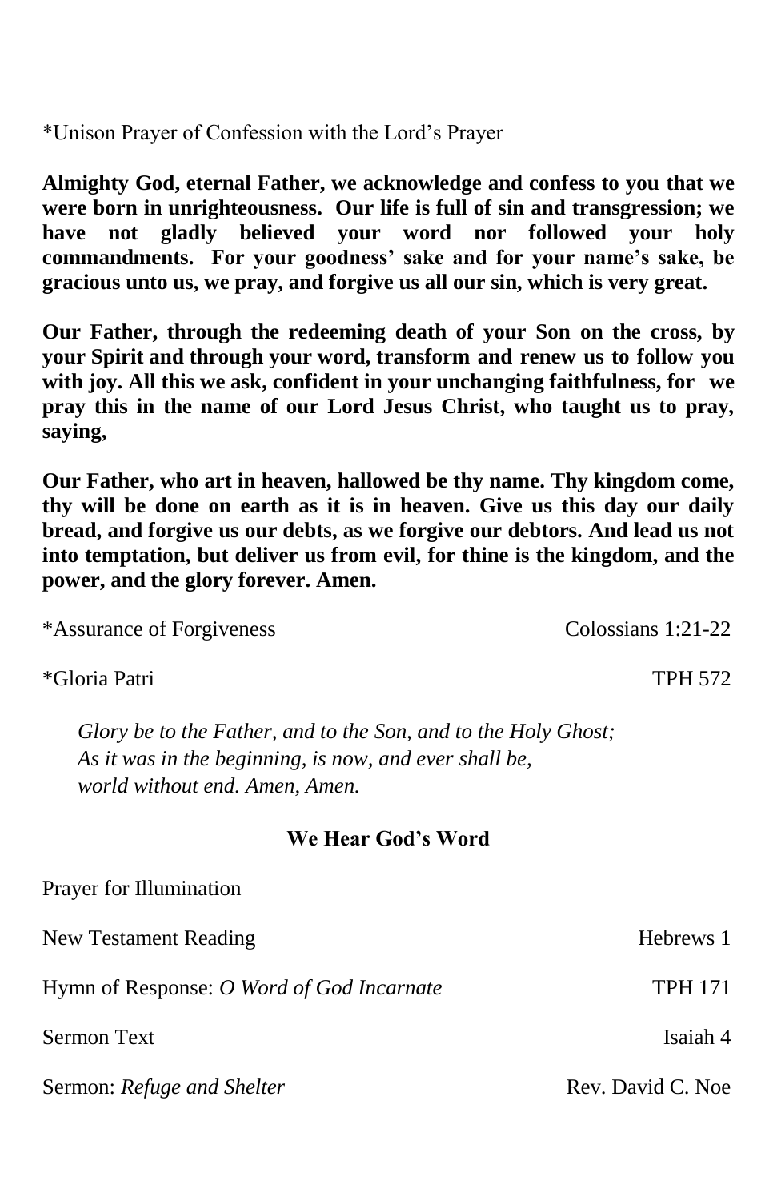*Unison Prayer of Confession with the Lord's Prayer

**Almighty God, eternal Father, we acknowledge and confess to you that we were born in unrighteousness. Our life is full of sin and transgression; we have not gladly believed your word nor followed your holy commandments. For your goodness' sake and for your name's sake, be gracious unto us, we pray, and forgive us all our sin, which is very great.**

**Our Father, through the redeeming death of your Son on the cross, by your Spirit and through your word, transform and renew us to follow you with joy. All this we ask, confident in your unchanging faithfulness, for we pray this in the name of our Lord Jesus Christ, who taught us to pray, saying,**

**Our Father, who art in heaven, hallowed be thy name. Thy kingdom come, thy will be done on earth as it is in heaven. Give us this day our daily bread, and forgive us our debts, as we forgive our debtors. And lead us not into temptation, but deliver us from evil, for thine is the kingdom, and the power, and the glory forever. Amen.**

*Assurance of Forgiveness — Colossians 1:21-22

*Gloria Patri — TPH 572

*Glory be to the Father, and to the Son, and to the Holy Ghost;*
*As it was in the beginning, is now, and ever shall be,*
*world without end. Amen, Amen.*

## We Hear God's Word

Prayer for Illumination

New Testament Reading — Hebrews 1

Hymn of Response: *O Word of God Incarnate* — TPH 171

Sermon Text — Isaiah 4

Sermon: *Refuge and Shelter* — Rev. David C. Noe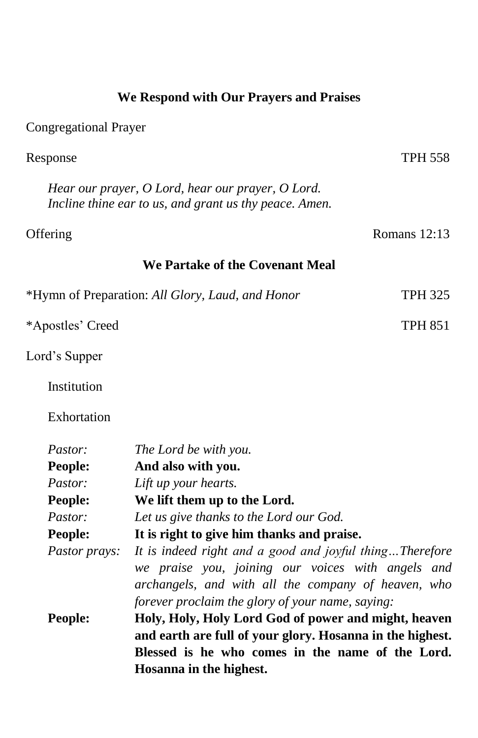## We Respond with Our Prayers and Praises

Congregational Prayer

Response TPH 558

*Hear our prayer, O Lord, hear our prayer, O Lord.*
*Incline thine ear to us, and grant us thy peace. Amen.*

Offering Romans 12:13

## We Partake of the Covenant Meal

*Hymn of Preparation: *All Glory, Laud, and Honor* TPH 325

*Apostles' Creed TPH 851

Lord's Supper

Institution

Exhortation

*Pastor:* *The Lord be with you.*
**People:** **And also with you.**
*Pastor:* *Lift up your hearts.*
**People:** **We lift them up to the Lord.**
*Pastor:* *Let us give thanks to the Lord our God.*
**People:** **It is right to give him thanks and praise.**
*Pastor prays:* *It is indeed right and a good and joyful thing…Therefore we praise you, joining our voices with angels and archangels, and with all the company of heaven, who forever proclaim the glory of your name, saying:*
**People:** **Holy, Holy, Holy Lord God of power and might, heaven and earth are full of your glory. Hosanna in the highest. Blessed is he who comes in the name of the Lord. Hosanna in the highest.**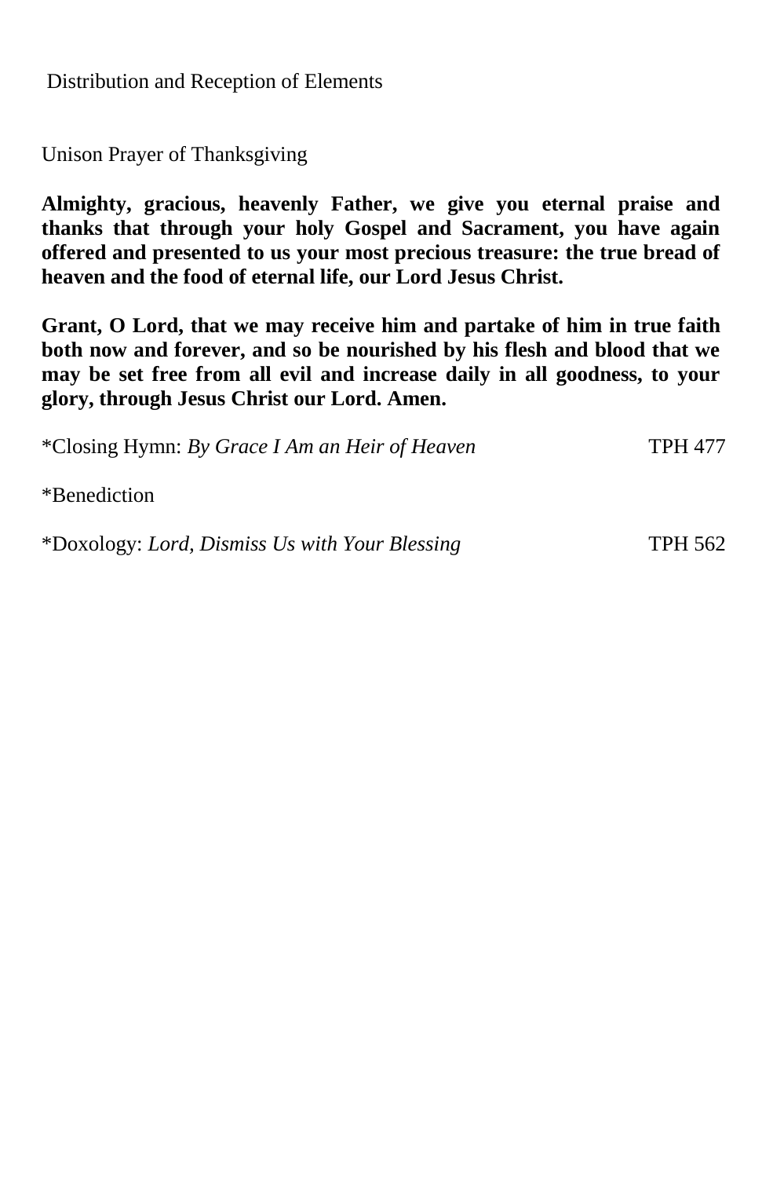Distribution and Reception of Elements

Unison Prayer of Thanksgiving

**Almighty, gracious, heavenly Father, we give you eternal praise and thanks that through your holy Gospel and Sacrament, you have again offered and presented to us your most precious treasure: the true bread of heaven and the food of eternal life, our Lord Jesus Christ.**

**Grant, O Lord, that we may receive him and partake of him in true faith both now and forever, and so be nourished by his flesh and blood that we may be set free from all evil and increase daily in all goodness, to your glory, through Jesus Christ our Lord. Amen.**

*Closing Hymn: *By Grace I Am an Heir of Heaven* TPH 477

*Benediction

*Doxology: *Lord, Dismiss Us with Your Blessing* TPH 562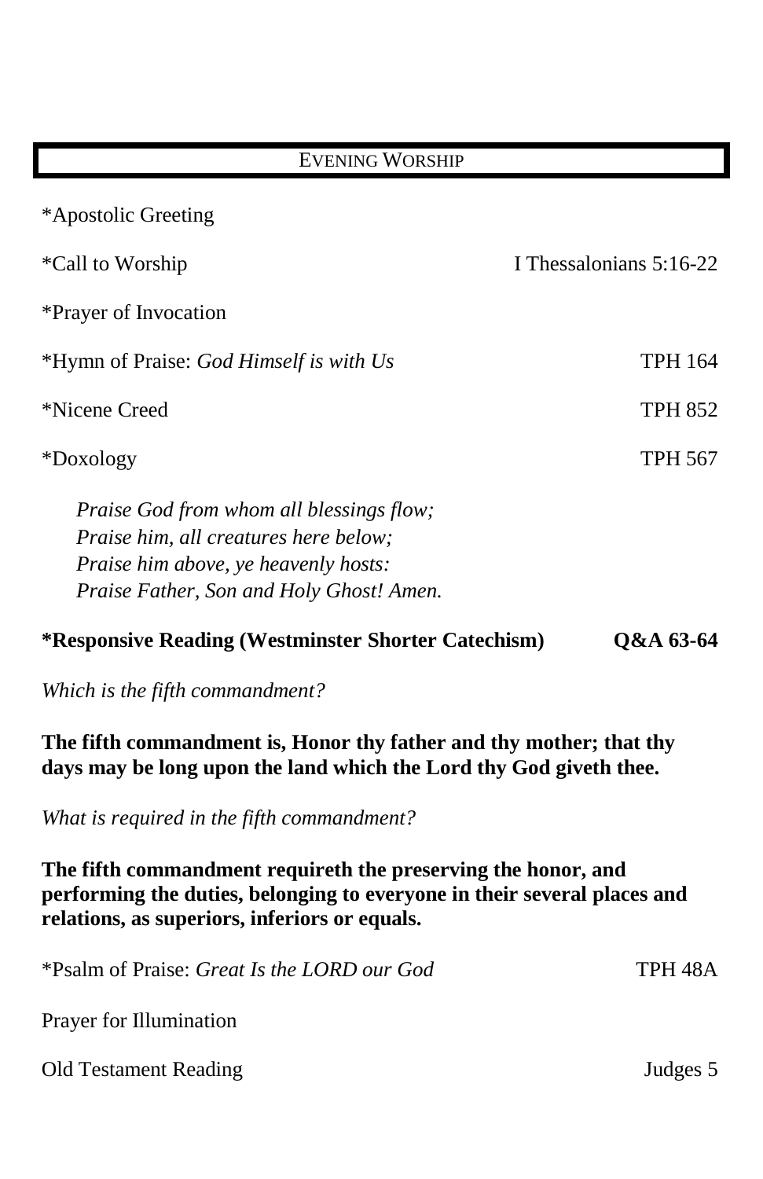## EVENING WORSHIP

*Apostolic Greeting

*Call to Worship — I Thessalonians 5:16-22

*Prayer of Invocation

*Hymn of Praise: *God Himself is with Us* — TPH 164

*Nicene Creed — TPH 852

*Doxology — TPH 567

> *Praise God from whom all blessings flow;*
> *Praise him, all creatures here below;*
> *Praise him above, ye heavenly hosts:*
> *Praise Father, Son and Holy Ghost! Amen.*

**\*Responsive Reading (Westminster Shorter Catechism) — Q&A 63-64**

*Which is the fifth commandment?*

**The fifth commandment is, Honor thy father and thy mother; that thy days may be long upon the land which the Lord thy God giveth thee.**

*What is required in the fifth commandment?*

**The fifth commandment requireth the preserving the honor, and performing the duties, belonging to everyone in their several places and relations, as superiors, inferiors or equals.**

*Psalm of Praise: *Great Is the LORD our God* — TPH 48A

Prayer for Illumination

Old Testament Reading — Judges 5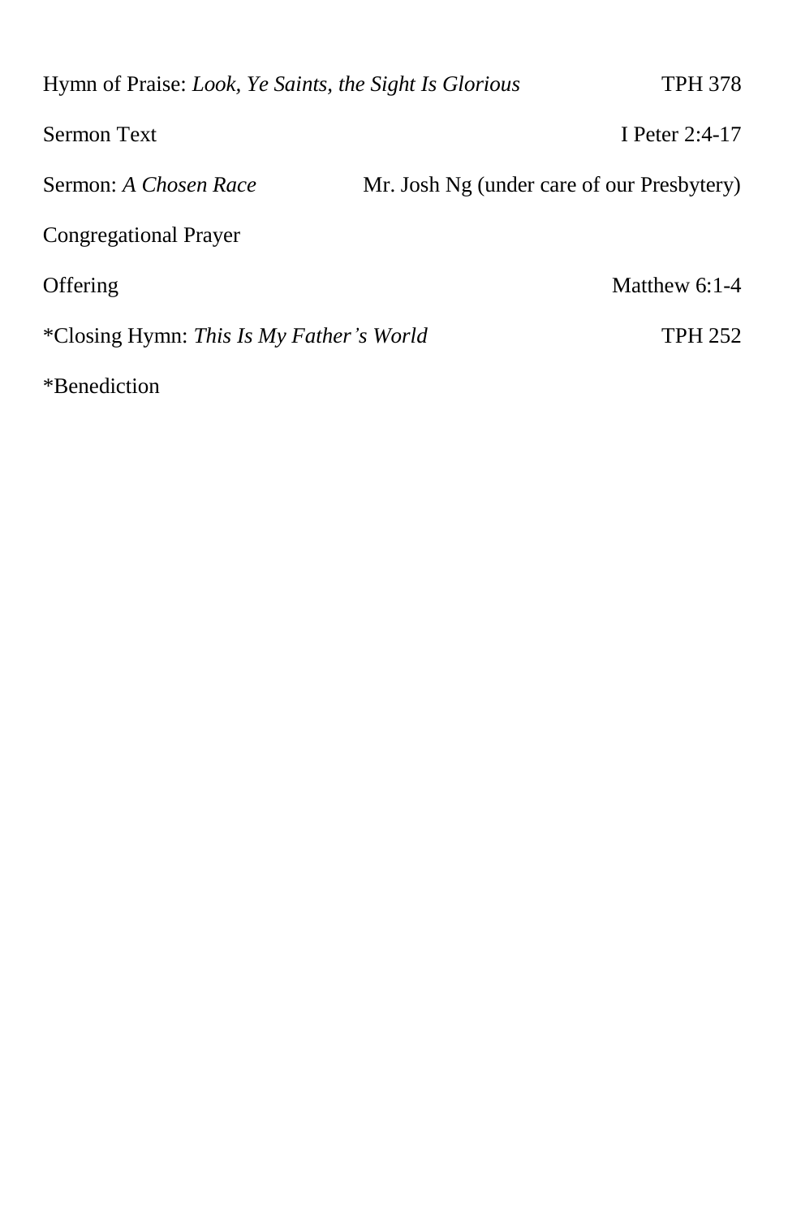Hymn of Praise: *Look, Ye Saints, the Sight Is Glorious* TPH 378

Sermon Text I Peter 2:4-17

Sermon: *A Chosen Race* Mr. Josh Ng (under care of our Presbytery)

Congregational Prayer

Offering Matthew 6:1-4

*Closing Hymn: *This Is My Father's World* TPH 252

*Benediction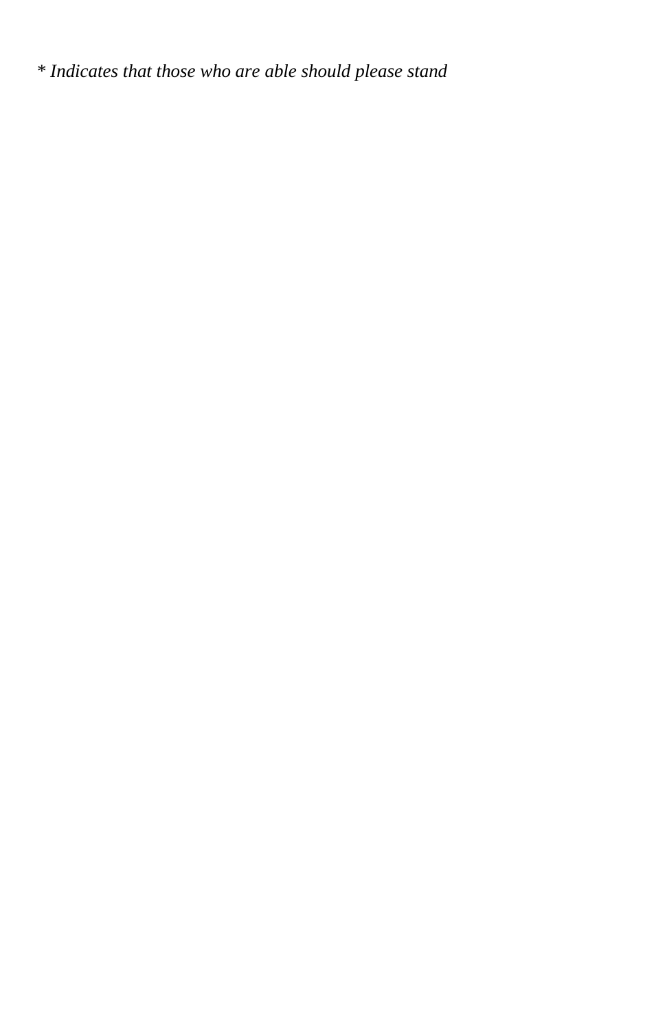*\* Indicates that those who are able should please stand*

*\* Indicates that those who are able should please stand*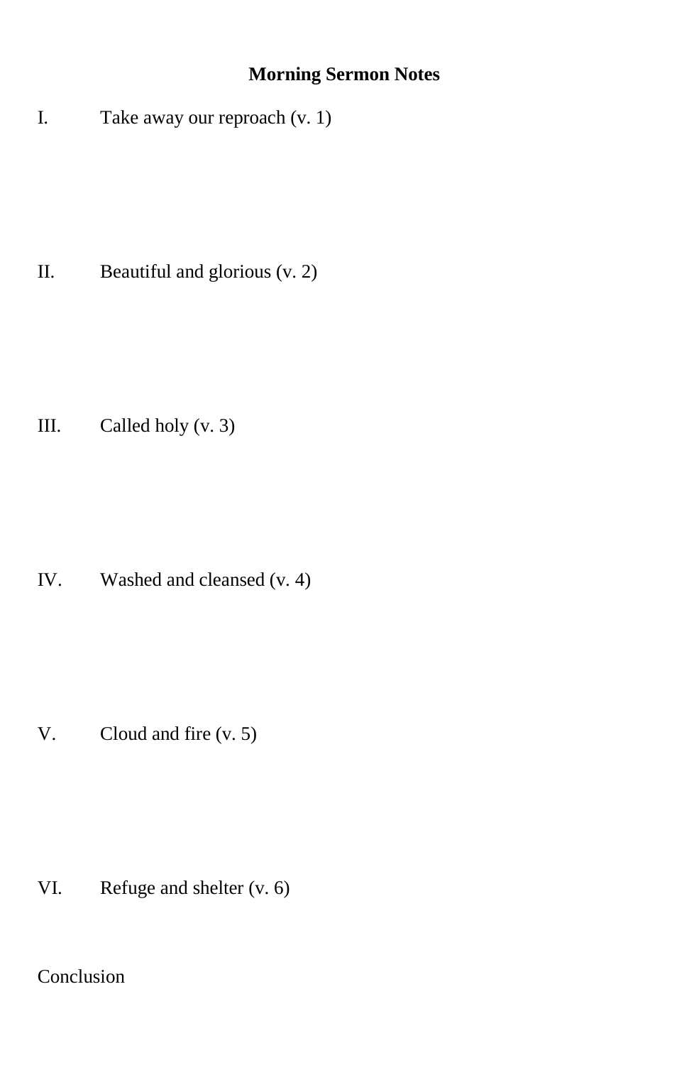# Morning Sermon Notes

I. Take away our reproach (v. 1)

II. Beautiful and glorious (v. 2)

III. Called holy (v. 3)

IV. Washed and cleansed (v. 4)

V. Cloud and fire (v. 5)

VI. Refuge and shelter (v. 6)

Conclusion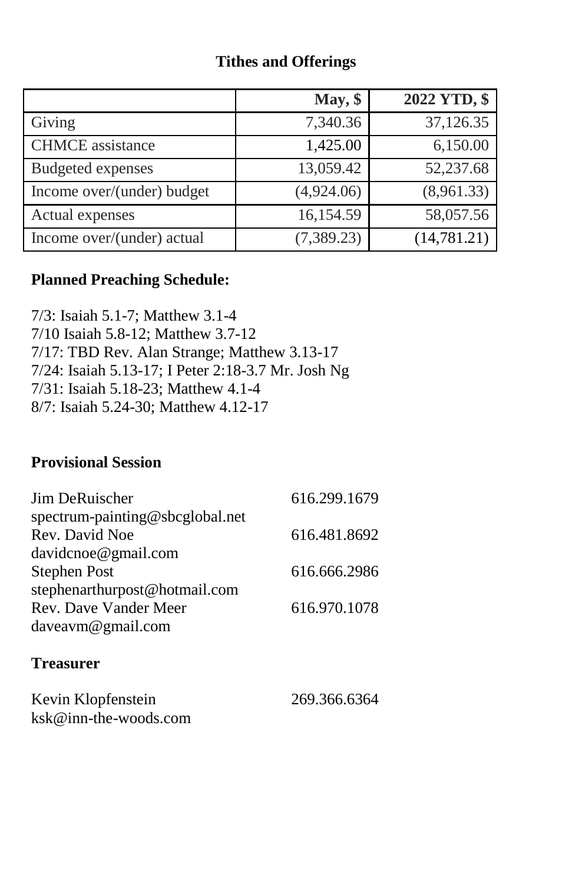## Tithes and Offerings

| | May, $ | 2022 YTD, $ |
|---|---|---|
| Giving | 7,340.36 | 37,126.35 |
| CHMCE assistance | 1,425.00 | 6,150.00 |
| Budgeted expenses | 13,059.42 | 52,237.68 |
| Income over/(under) budget | (4,924.06) | (8,961.33) |
| Actual expenses | 16,154.59 | 58,057.56 |
| Income over/(under) actual | (7,389.23) | (14,781.21) |

**Planned Preaching Schedule:**

7/3: Isaiah 5.1-7; Matthew 3.1-4
7/10 Isaiah 5.8-12; Matthew 3.7-12
7/17: TBD Rev. Alan Strange; Matthew 3.13-17
7/24: Isaiah 5.13-17; I Peter 2:18-3.7 Mr. Josh Ng
7/31: Isaiah 5.18-23; Matthew 4.1-4
8/7: Isaiah 5.24-30; Matthew 4.12-17

**Provisional Session**

Jim DeRuischer 616.299.1679
spectrum-painting@sbcglobal.net
Rev. David Noe 616.481.8692
davidcnoe@gmail.com
Stephen Post 616.666.2986
stephenarthurpost@hotmail.com
Rev. Dave Vander Meer 616.970.1078
daveavm@gmail.com

**Treasurer**

Kevin Klopfenstein 269.366.6364
ksk@inn-the-woods.com